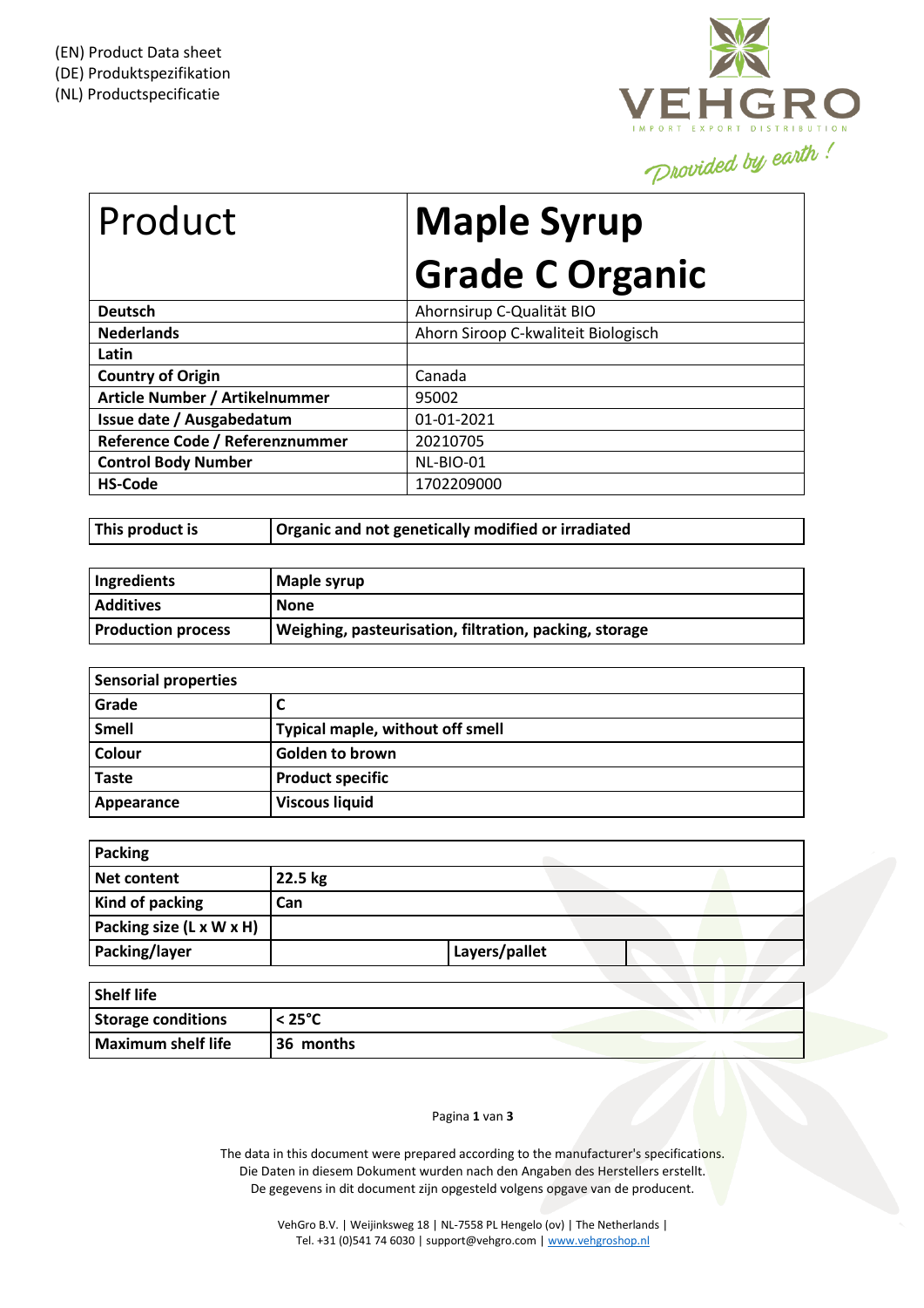(EN) Product Data sheet
(DE) Produktspezifikation
(NL) Productspecificatie

VEHGRO
IMPORT EXPORT DISTRIBUTION
Provided by earth !

| Product | Maple Syrup Grade C Organic |
|---|---|
| **Deutsch** | Ahornsirup C-Qualität BIO |
| **Nederlands** | Ahorn Siroop C-kwaliteit Biologisch |
| **Latin** | |
| **Country of Origin** | Canada |
| **Article Number / Artikelnummer** | 95002 |
| **Issue date / Ausgabedatum** | 01-01-2021 |
| **Reference Code / Referenznummer** | 20210705 |
| **Control Body Number** | NL-BIO-01 |
| **HS-Code** | 1702209000 |

| This product is | Organic and not genetically modified or irradiated |
|---|---|

| Ingredients | Maple syrup |
|---|---|
| **Additives** | **None** |
| **Production process** | **Weighing, pasteurisation, filtration, packing, storage** |

| Sensorial properties | |
|---|---|
| **Grade** | **C** |
| **Smell** | **Typical maple, without off smell** |
| **Colour** | **Golden to brown** |
| **Taste** | **Product specific** |
| **Appearance** | **Viscous liquid** |

| Packing | | | |
|---|---|---|---|
| **Net content** | **22.5 kg** | | |
| **Kind of packing** | **Can** | | |
| **Packing size (L x W x H)** | | | |
| **Packing/layer** | | **Layers/pallet** | |

| Shelf life | |
|---|---|
| **Storage conditions** | **< 25°C** |
| **Maximum shelf life** | **36 months** |

The data in this document were prepared according to the manufacturer's specifications.
Die Daten in diesem Dokument wurden nach den Angaben des Herstellers erstellt.
De gegevens in dit document zijn opgesteld volgens opgave van de producent.

VehGro B.V. | Weijinksweg 18 | NL-7558 PL Hengelo (ov) | The Netherlands |
Tel. +31 (0)541 74 6030 | support@vehgro.com | www.vehgroshop.nl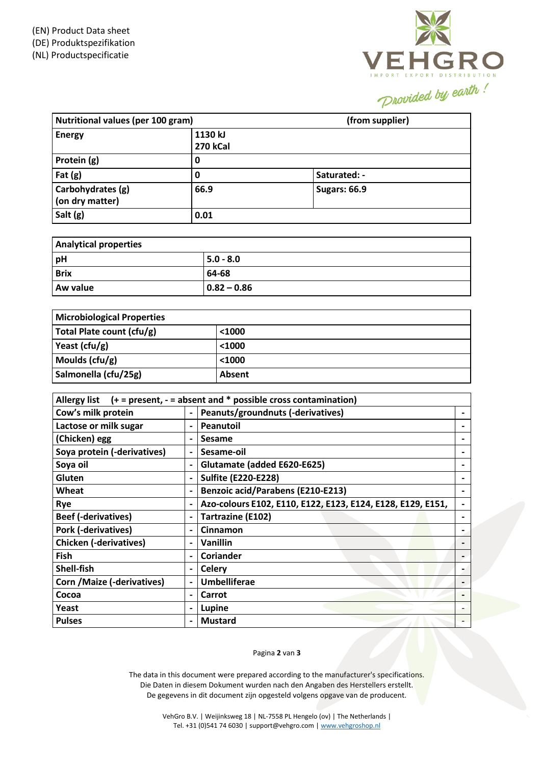(EN) Product Data sheet
(DE) Produktspezifikation
(NL) Productspecificatie

VEHGRO
IMPORT EXPORT DISTRIBUTION
*Provided by earth !*

| Nutritional values (per 100 gram) | (from supplier) | |
|---|---|---|
| Energy | 1130 kJ<br>270 kCal | |
| Protein (g) | 0 | |
| Fat (g) | 0 | Saturated: - |
| Carbohydrates (g) (on dry matter) | 66.9 | Sugars: 66.9 |
| Salt (g) | 0.01 | |

| Analytical properties | |
|---|---|
| pH | 5.0 - 8.0 |
| Brix | 64-68 |
| Aw value | 0.82 – 0.86 |

| Microbiological Properties | |
|---|---|
| Total Plate count (cfu/g) | <1000 |
| Yeast (cfu/g) | <1000 |
| Moulds (cfu/g) | <1000 |
| Salmonella (cfu/25g) | Absent |

| Allergy list (+ = present, - = absent and * possible cross contamination) | | | |
|---|---|---|---|
| Cow's milk protein | - | Peanuts/groundnuts (-derivatives) | - |
| Lactose or milk sugar | - | Peanutoil | - |
| (Chicken) egg | - | Sesame | - |
| Soya protein (-derivatives) | - | Sesame-oil | - |
| Soya oil | - | Glutamate (added E620-E625) | - |
| Gluten | - | Sulfite (E220-E228) | - |
| Wheat | - | Benzoic acid/Parabens (E210-E213) | - |
| Rye | - | Azo-colours E102, E110, E122, E123, E124, E128, E129, E151, | - |
| Beef (-derivatives) | - | Tartrazine (E102) | - |
| Pork (-derivatives) | - | Cinnamon | - |
| Chicken (-derivatives) | - | Vanillin | - |
| Fish | - | Coriander | - |
| Shell-fish | - | Celery | - |
| Corn /Maize (-derivatives) | - | Umbelliferae | - |
| Cocoa | - | Carrot | - |
| Yeast | - | Lupine | - |
| Pulses | - | Mustard | - |

The data in this document were prepared according to the manufacturer's specifications.
Die Daten in diesem Dokument wurden nach den Angaben des Herstellers erstellt.
De gegevens in dit document zijn opgesteld volgens opgave van de producent.

VehGro B.V. | Weijinksweg 18 | NL-7558 PL Hengelo (ov) | The Netherlands |
Tel. +31 (0)541 74 6030 | support@vehgro.com | www.vehgroshop.nl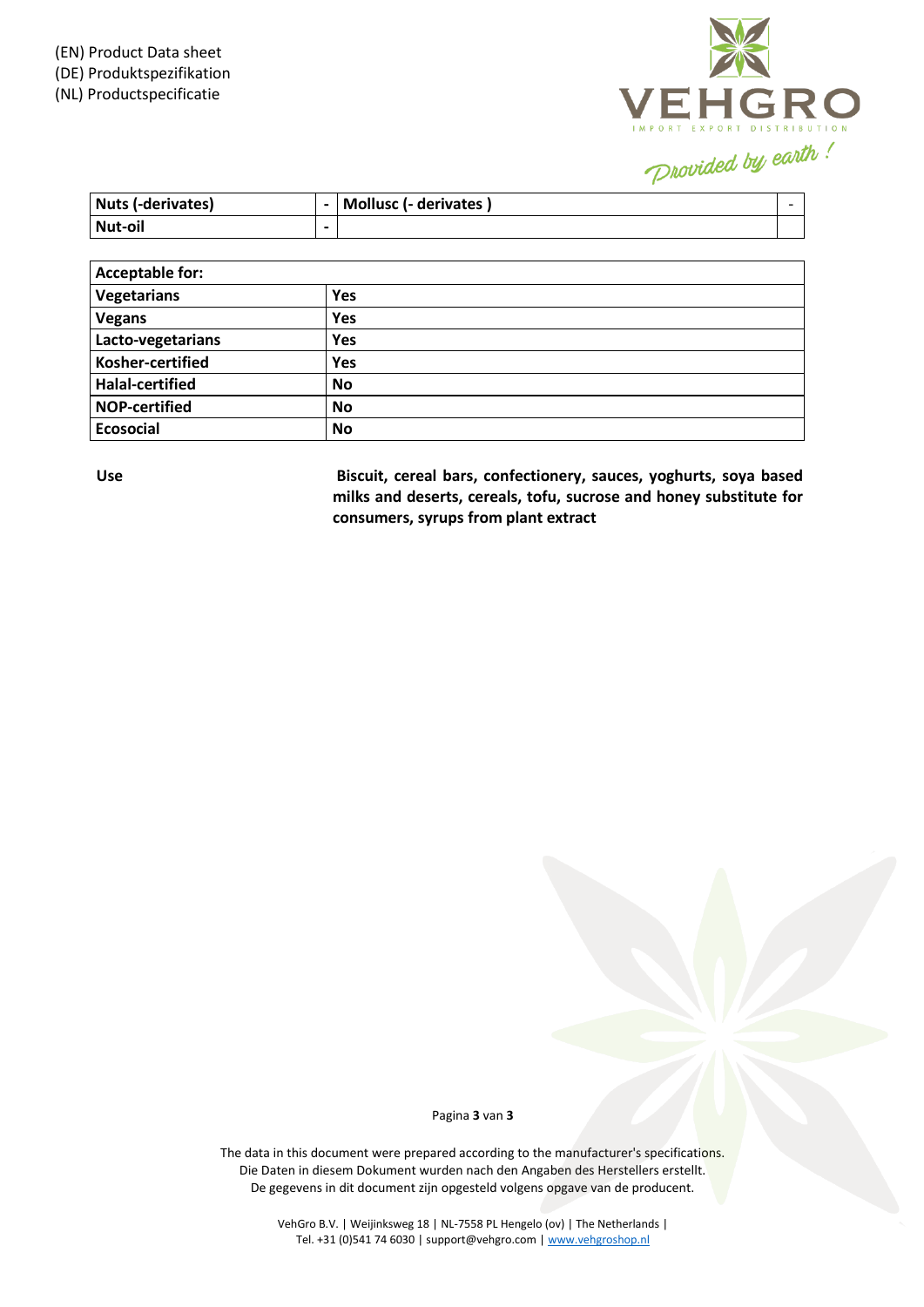(EN) Product Data sheet
(DE) Produktspezifikation
(NL) Productspecificatie

| | | | |
|---|---|---|---|
| **Nuts (-derivates)** | - | **Mollusc (- derivates )** | - |
| **Nut-oil** | - | | |

| **Acceptable for:** | |
|---|---|
| **Vegetarians** | **Yes** |
| **Vegans** | **Yes** |
| **Lacto-vegetarians** | **Yes** |
| **Kosher-certified** | **Yes** |
| **Halal-certified** | **No** |
| **NOP-certified** | **No** |
| **Ecosocial** | **No** |

**Use** **Biscuit, cereal bars, confectionery, sauces, yoghurts, soya based milks and deserts, cereals, tofu, sucrose and honey substitute for consumers, syrups from plant extract**

The data in this document were prepared according to the manufacturer's specifications.
Die Daten in diesem Dokument wurden nach den Angaben des Herstellers erstellt.
De gegevens in dit document zijn opgesteld volgens opgave van de producent.

VehGro B.V. | Weijinksweg 18 | NL-7558 PL Hengelo (ov) | The Netherlands |
Tel. +31 (0)541 74 6030 | support@vehgro.com | www.vehgroshop.nl